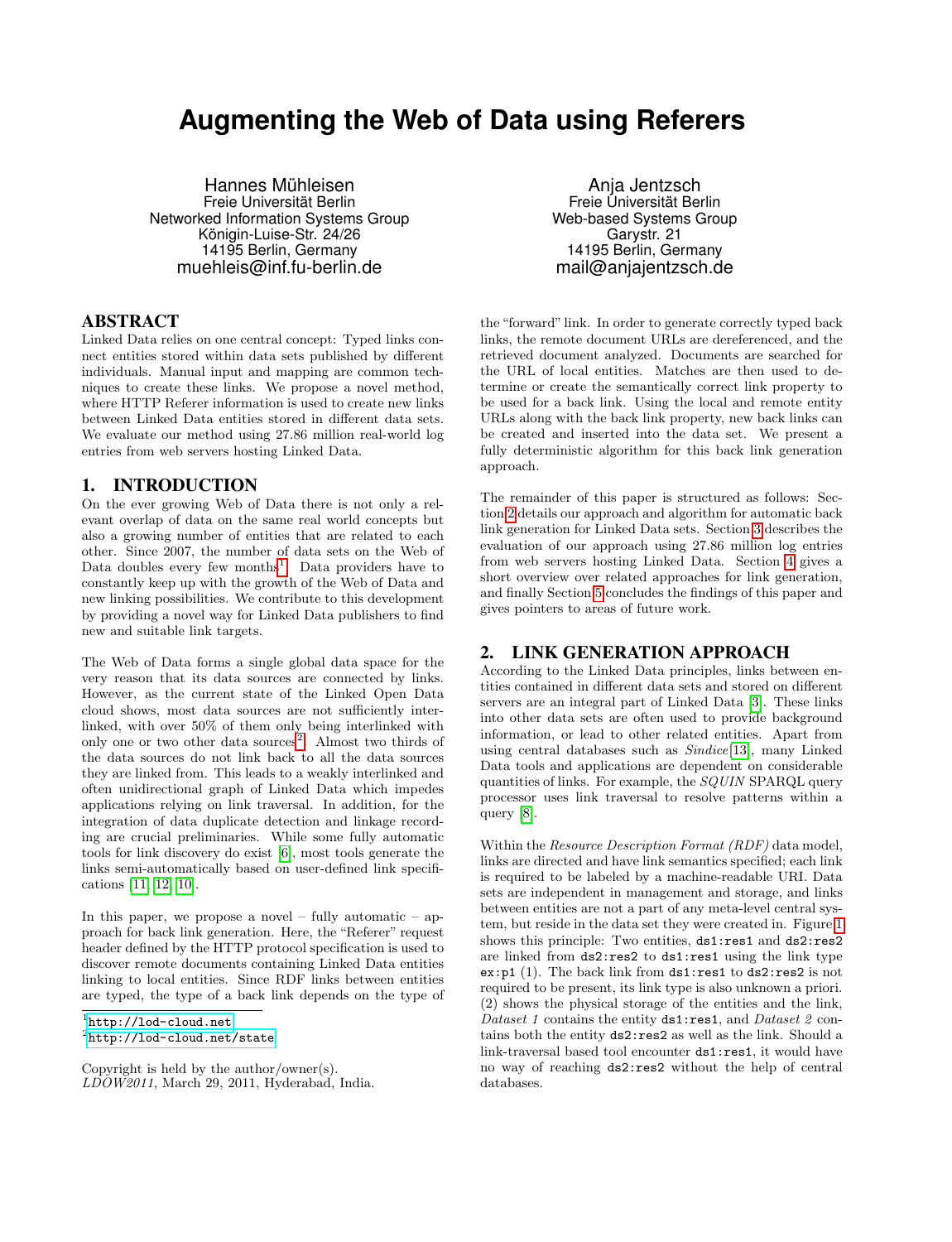# Augmenting the Web of Data using Referers

Hannes Mühleisen
Freie Universität Berlin
Networked Information Systems Group
Königin-Luise-Str. 24/26
14195 Berlin, Germany
muehleis@inf.fu-berlin.de

Anja Jentzsch
Freie Universität Berlin
Web-based Systems Group
Garystr. 21
14195 Berlin, Germany
mail@anjajentzsch.de

## ABSTRACT

Linked Data relies on one central concept: Typed links connect entities stored within data sets published by different individuals. Manual input and mapping are common techniques to create these links. We propose a novel method, where HTTP Referer information is used to create new links between Linked Data entities stored in different data sets. We evaluate our method using 27.86 million real-world log entries from web servers hosting Linked Data.

## 1. INTRODUCTION

On the ever growing Web of Data there is not only a relevant overlap of data on the same real world concepts but also a growing number of entities that are related to each other. Since 2007, the number of data sets on the Web of Data doubles every few months[1]. Data providers have to constantly keep up with the growth of the Web of Data and new linking possibilities. We contribute to this development by providing a novel way for Linked Data publishers to find new and suitable link targets.

The Web of Data forms a single global data space for the very reason that its data sources are connected by links. However, as the current state of the Linked Open Data cloud shows, most data sources are not sufficiently interlinked, with over 50% of them only being interlinked with only one or two other data sources[2]. Almost two thirds of the data sources do not link back to all the data sources they are linked from. This leads to a weakly interlinked and often unidirectional graph of Linked Data which impedes applications relying on link traversal. In addition, for the integration of data duplicate detection and linkage recording are crucial preliminaries. While some fully automatic tools for link discovery do exist [6], most tools generate the links semi-automatically based on user-defined link specifications [11, 12, 10].

In this paper, we propose a novel – fully automatic – approach for back link generation. Here, the "Referer" request header defined by the HTTP protocol specification is used to discover remote documents containing Linked Data entities linking to local entities. Since RDF links between entities are typed, the type of a back link depends on the type of the "forward" link. In order to generate correctly typed back links, the remote document URLs are dereferenced, and the retrieved document analyzed. Documents are searched for the URL of local entities. Matches are then used to determine or create the semantically correct link property to be used for a back link. Using the local and remote entity URLs along with the back link property, new back links can be created and inserted into the data set. We present a fully deterministic algorithm for this back link generation approach.

The remainder of this paper is structured as follows: Section 2 details our approach and algorithm for automatic back link generation for Linked Data sets. Section 3 describes the evaluation of our approach using 27.86 million log entries from web servers hosting Linked Data. Section 4 gives a short overview over related approaches for link generation, and finally Section 5 concludes the findings of this paper and gives pointers to areas of future work.

## 2. LINK GENERATION APPROACH

According to the Linked Data principles, links between entities contained in different data sets and stored on different servers are an integral part of Linked Data [3]. These links into other data sets are often used to provide background information, or lead to other related entities. Apart from using central databases such as *Sindice* [13], many Linked Data tools and applications are dependent on considerable quantities of links. For example, the *SQUIN* SPARQL query processor uses link traversal to resolve patterns within a query [8].

Within the *Resource Description Format (RDF)* data model, links are directed and have link semantics specified; each link is required to be labeled by a machine-readable URI. Data sets are independent in management and storage, and links between entities are not a part of any meta-level central system, but reside in the data set they were created in. Figure 1 shows this principle: Two entities, `ds1:res1` and `ds2:res2` are linked from `ds2:res2` to `ds1:res1` using the link type `ex:p1` (1). The back link from `ds1:res1` to `ds2:res2` is not required to be present, its link type is also unknown a priori. (2) shows the physical storage of the entities and the link, *Dataset 1* contains the entity `ds1:res1`, and *Dataset 2* contains both the entity `ds2:res2` as well as the link. Should a link-traversal based tool encounter `ds1:res1`, it would have no way of reaching `ds2:res2` without the help of central databases.

[1] http://lod-cloud.net

[2] http://lod-cloud.net/state

Copyright is held by the author/owner(s).
*LDOW2011*, March 29, 2011, Hyderabad, India.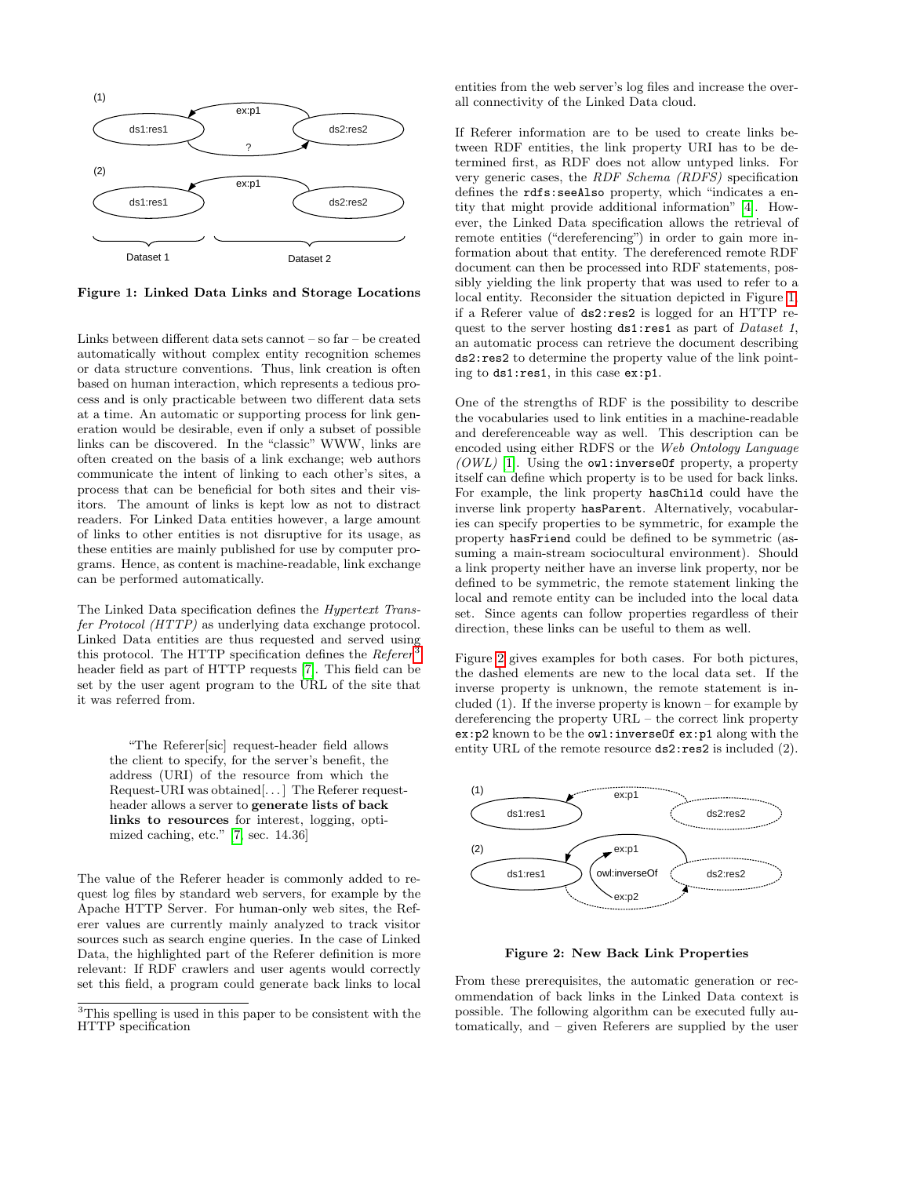Figure 1: Linked Data Links and Storage Locations

Links between different data sets cannot – so far – be created automatically without complex entity recognition schemes or data structure conventions. Thus, link creation is often based on human interaction, which represents a tedious process and is only practicable between two different data sets at a time. An automatic or supporting process for link generation would be desirable, even if only a subset of possible links can be discovered. In the "classic" WWW, links are often created on the basis of a link exchange; web authors communicate the intent of linking to each other's sites, a process that can be beneficial for both sites and their visitors. The amount of links is kept low as not to distract readers. For Linked Data entities however, a large amount of links to other entities is not disruptive for its usage, as these entities are mainly published for use by computer programs. Hence, as content is machine-readable, link exchange can be performed automatically.

The Linked Data specification defines the *Hypertext Transfer Protocol (HTTP)* as underlying data exchange protocol. Linked Data entities are thus requested and served using this protocol. The HTTP specification defines the *Referer*[3] header field as part of HTTP requests [7]. This field can be set by the user agent program to the URL of the site that it was referred from.

> "The Referer[sic] request-header field allows the client to specify, for the server's benefit, the address (URI) of the resource from which the Request-URI was obtained[. . . ] The Referer request-header allows a server to **generate lists of back links to resources** for interest, logging, optimized caching, etc." [7, sec. 14.36]

The value of the Referer header is commonly added to request log files by standard web servers, for example by the Apache HTTP Server. For human-only web sites, the Referer values are currently mainly analyzed to track visitor sources such as search engine queries. In the case of Linked Data, the highlighted part of the Referer definition is more relevant: If RDF crawlers and user agents would correctly set this field, a program could generate back links to local entities from the web server's log files and increase the overall connectivity of the Linked Data cloud.

If Referer information are to be used to create links between RDF entities, the link property URI has to be determined first, as RDF does not allow untyped links. For very generic cases, the *RDF Schema (RDFS)* specification defines the `rdfs:seeAlso` property, which "indicates a entity that might provide additional information" [4]. However, the Linked Data specification allows the retrieval of remote entities ("dereferencing") in order to gain more information about that entity. The dereferenced remote RDF document can then be processed into RDF statements, possibly yielding the link property that was used to refer to a local entity. Reconsider the situation depicted in Figure 1, if a Referer value of `ds2:res2` is logged for an HTTP request to the server hosting `ds1:res1` as part of *Dataset 1*, an automatic process can retrieve the document describing `ds2:res2` to determine the property value of the link pointing to `ds1:res1`, in this case `ex:p1`.

One of the strengths of RDF is the possibility to describe the vocabularies used to link entities in a machine-readable and dereferenceable way as well. This description can be encoded using either RDFS or the *Web Ontology Language (OWL)* [1]. Using the `owl:inverseOf` property, a property itself can define which property is to be used for back links. For example, the link property `hasChild` could have the inverse link property `hasParent`. Alternatively, vocabularies can specify properties to be symmetric, for example the property `hasFriend` could be defined to be symmetric (assuming a main-stream sociocultural environment). Should a link property neither have an inverse link property, nor be defined to be symmetric, the remote statement linking the local and remote entity can be included into the local data set. Since agents can follow properties regardless of their direction, these links can be useful to them as well.

Figure 2 gives examples for both cases. For both pictures, the dashed elements are new to the local data set. If the inverse property is unknown, the remote statement is included (1). If the inverse property is known – for example by dereferencing the property URL – the correct link property `ex:p2` known to be the `owl:inverseOf` `ex:p1` along with the entity URL of the remote resource `ds2:res2` is included (2).

Figure 2: New Back Link Properties

From these prerequisites, the automatic generation or recommendation of back links in the Linked Data context is possible. The following algorithm can be executed fully automatically, and – given Referers are supplied by the user

[3] This spelling is used in this paper to be consistent with the HTTP specification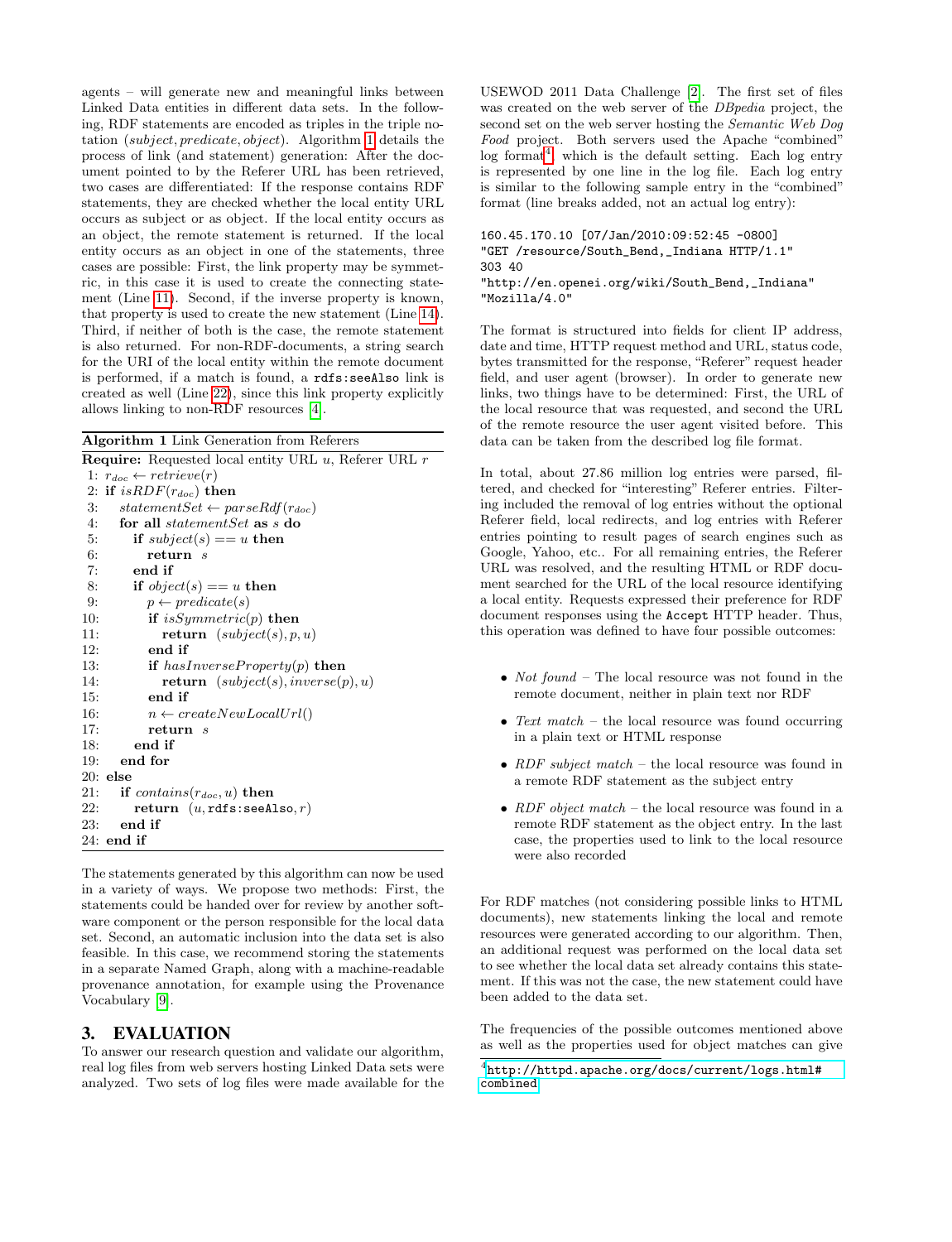agents – will generate new and meaningful links between Linked Data entities in different data sets. In the following, RDF statements are encoded as triples in the triple notation $(subject, predicate, object)$. Algorithm 1 details the process of link (and statement) generation: After the document pointed to by the Referer URL has been retrieved, two cases are differentiated: If the response contains RDF statements, they are checked whether the local entity URL occurs as subject or as object. If the local entity occurs as an object, the remote statement is returned. If the local entity occurs as an object in one of the statements, three cases are possible: First, the link property may be symmetric, in this case it is used to create the connecting statement (Line 11). Second, if the inverse property is known, that property is used to create the new statement (Line 14). Third, if neither of both is the case, the remote statement is also returned. For non-RDF-documents, a string search for the URI of the local entity within the remote document is performed, if a match is found, a `rdfs:seeAlso` link is created as well (Line 22), since this link property explicitly allows linking to non-RDF resources [4].

**Algorithm 1** Link Generation from Referers

**Require:** Requested local entity URL $u$, Referer URL $r$

```
 1: r_doc ← retrieve(r)
 2: if isRDF(r_doc) then
 3:    statementSet ← parseRdf(r_doc)
 4:    for all statementSet as s do
 5:       if subject(s) == u then
 6:          return s
 7:       end if
 8:       if object(s) == u then
 9:          p ← predicate(s)
10:          if isSymmetric(p) then
11:             return (subject(s), p, u)
12:          end if
13:          if hasInverseProperty(p) then
14:             return (subject(s), inverse(p), u)
15:          end if
16:          n ← createNewLocalUrl()
17:          return s
18:       end if
19:    end for
20: else
21:    if contains(r_doc, u) then
22:       return (u, rdfs:seeAlso, r)
23:    end if
24: end if
```

The statements generated by this algorithm can now be used in a variety of ways. We propose two methods: First, the statements could be handed over for review by another software component or the person responsible for the local data set. Second, an automatic inclusion into the data set is also feasible. In this case, we recommend storing the statements in a separate Named Graph, along with a machine-readable provenance annotation, for example using the Provenance Vocabulary [9].

## 3. EVALUATION

To answer our research question and validate our algorithm, real log files from web servers hosting Linked Data sets were analyzed. Two sets of log files were made available for the USEWOD 2011 Data Challenge [2]. The first set of files was created on the web server of the *DBpedia* project, the second set on the web server hosting the *Semantic Web Dog Food* project. Both servers used the Apache "combined" log format[4] which is the default setting. Each log entry is represented by one line in the log file. Each log entry is similar to the following sample entry in the "combined" format (line breaks added, not an actual log entry):

```
160.45.170.10 [07/Jan/2010:09:52:45 -0800]
"GET /resource/South_Bend,_Indiana HTTP/1.1"
303 40
"http://en.openei.org/wiki/South_Bend,_Indiana"
"Mozilla/4.0"
```

The format is structured into fields for client IP address, date and time, HTTP request method and URL, status code, bytes transmitted for the response, "Referer" request header field, and user agent (browser). In order to generate new links, two things have to be determined: First, the URL of the local resource that was requested, and second the URL of the remote resource the user agent visited before. This data can be taken from the described log file format.

In total, about 27.86 million log entries were parsed, filtered, and checked for "interesting" Referer entries. Filtering included the removal of log entries without the optional Referer field, local redirects, and log entries with Referer entries pointing to result pages of search engines such as Google, Yahoo, etc.. For all remaining entries, the Referer URL was resolved, and the resulting HTML or RDF document searched for the URL of the local resource identifying a local entity. Requests expressed their preference for RDF document responses using the `Accept` HTTP header. Thus, this operation was defined to have four possible outcomes:

- *Not found* – The local resource was not found in the remote document, neither in plain text nor RDF
- *Text match* – the local resource was found occurring in a plain text or HTML response
- *RDF subject match* – the local resource was found in a remote RDF statement as the subject entry
- *RDF object match* – the local resource was found in a remote RDF statement as the object entry. In the last case, the properties used to link to the local resource were also recorded

For RDF matches (not considering possible links to HTML documents), new statements linking the local and remote resources were generated according to our algorithm. Then, an additional request was performed on the local data set to see whether the local data set already contains this statement. If this was not the case, the new statement could have been added to the data set.

The frequencies of the possible outcomes mentioned above as well as the properties used for object matches can give

[4] http://httpd.apache.org/docs/current/logs.html#combined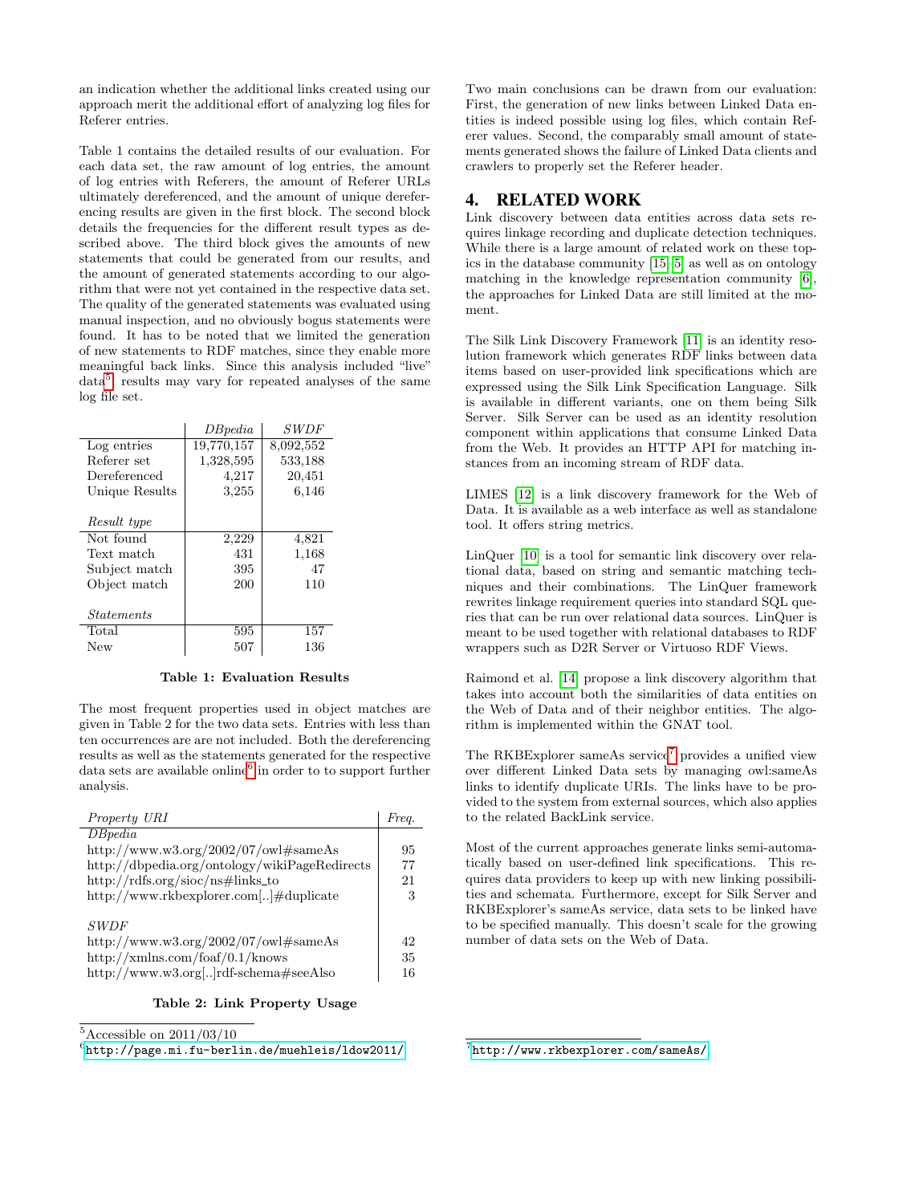an indication whether the additional links created using our approach merit the additional effort of analyzing log files for Referer entries.

Table 1 contains the detailed results of our evaluation. For each data set, the raw amount of log entries, the amount of log entries with Referers, the amount of Referer URLs ultimately dereferenced, and the amount of unique dereferencing results are given in the first block. The second block details the frequencies for the different result types as described above. The third block gives the amounts of new statements that could be generated from our results, and the amount of generated statements according to our algorithm that were not yet contained in the respective data set. The quality of the generated statements was evaluated using manual inspection, and no obviously bogus statements were found. It has to be noted that we limited the generation of new statements to RDF matches, since they enable more meaningful back links. Since this analysis included "live" data[5] results may vary for repeated analyses of the same log file set.

| | *DBpedia* | *SWDF* |
|---|---|---|
| Log entries | 19,770,157 | 8,092,552 |
| Referer set | 1,328,595 | 533,188 |
| Dereferenced | 4,217 | 20,451 |
| Unique Results | 3,255 | 6,146 |
| *Result type* | | |
| Not found | 2,229 | 4,821 |
| Text match | 431 | 1,168 |
| Subject match | 395 | 47 |
| Object match | 200 | 110 |
| *Statements* | | |
| Total | 595 | 157 |
| New | 507 | 136 |

**Table 1: Evaluation Results**

The most frequent properties used in object matches are given in Table 2 for the two data sets. Entries with less than ten occurrences are are not included. Both the dereferencing results as well as the statements generated for the respective data sets are available online[6] in order to to support further analysis.

| *Property URI* | *Freq.* |
|---|---|
| *DBpedia* | |
| http://www.w3.org/2002/07/owl#sameAs | 95 |
| http://dbpedia.org/ontology/wikiPageRedirects | 77 |
| http://rdfs.org/sioc/ns#links_to | 21 |
| http://www.rkbexplorer.com[..]#duplicate | 3 |
| *SWDF* | |
| http://www.w3.org/2002/07/owl#sameAs | 42 |
| http://xmlns.com/foaf/0.1/knows | 35 |
| http://www.w3.org[..]rdf-schema#seeAlso | 16 |

**Table 2: Link Property Usage**

Two main conclusions can be drawn from our evaluation: First, the generation of new links between Linked Data entities is indeed possible using log files, which contain Referer values. Second, the comparably small amount of statements generated shows the failure of Linked Data clients and crawlers to properly set the Referer header.

## 4. RELATED WORK

Link discovery between data entities across data sets requires linkage recording and duplicate detection techniques. While there is a large amount of related work on these topics in the database community [15, 5] as well as on ontology matching in the knowledge representation community [6], the approaches for Linked Data are still limited at the moment.

The Silk Link Discovery Framework [11] is an identity resolution framework which generates RDF links between data items based on user-provided link specifications which are expressed using the Silk Link Specification Language. Silk is available in different variants, one on them being Silk Server. Silk Server can be used as an identity resolution component within applications that consume Linked Data from the Web. It provides an HTTP API for matching instances from an incoming stream of RDF data.

LIMES [12] is a link discovery framework for the Web of Data. It is available as a web interface as well as standalone tool. It offers string metrics.

LinQuer [10] is a tool for semantic link discovery over relational data, based on string and semantic matching techniques and their combinations. The LinQuer framework rewrites linkage requirement queries into standard SQL queries that can be run over relational data sources. LinQuer is meant to be used together with relational databases to RDF wrappers such as D2R Server or Virtuoso RDF Views.

Raimond et al. [14] propose a link discovery algorithm that takes into account both the similarities of data entities on the Web of Data and of their neighbor entities. The algorithm is implemented within the GNAT tool.

The RKBExplorer sameAs service[7] provides a unified view over different Linked Data sets by managing owl:sameAs links to identify duplicate URIs. The links have to be provided to the system from external sources, which also applies to the related BackLink service.

Most of the current approaches generate links semi-automatically based on user-defined link specifications. This requires data providers to keep up with new linking possibilities and schemata. Furthermore, except for Silk Server and RKBExplorer's sameAs service, data sets to be linked have to be specified manually. This doesn't scale for the growing number of data sets on the Web of Data.

---

[5] Accessible on 2011/03/10

[6] http://page.mi.fu-berlin.de/muehleis/ldow2011/

[7] http://www.rkbexplorer.com/sameAs/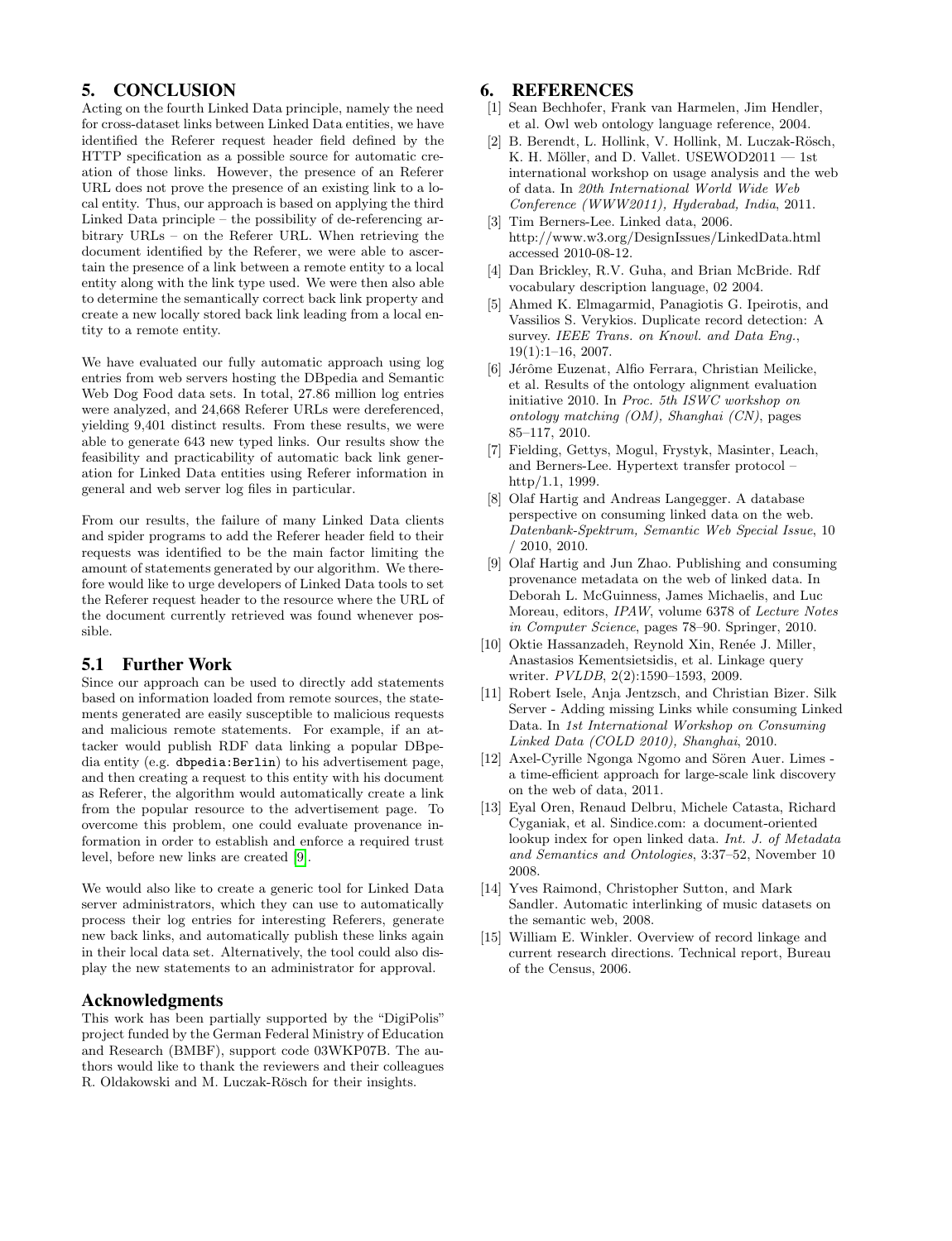## 5. CONCLUSION

Acting on the fourth Linked Data principle, namely the need for cross-dataset links between Linked Data entities, we have identified the Referer request header field defined by the HTTP specification as a possible source for automatic creation of those links. However, the presence of an Referer URL does not prove the presence of an existing link to a local entity. Thus, our approach is based on applying the third Linked Data principle – the possibility of de-referencing arbitrary URLs – on the Referer URL. When retrieving the document identified by the Referer, we were able to ascertain the presence of a link between a remote entity to a local entity along with the link type used. We were then also able to determine the semantically correct back link property and create a new locally stored back link leading from a local entity to a remote entity.

We have evaluated our fully automatic approach using log entries from web servers hosting the DBpedia and Semantic Web Dog Food data sets. In total, 27.86 million log entries were analyzed, and 24,668 Referer URLs were dereferenced, yielding 9,401 distinct results. From these results, we were able to generate 643 new typed links. Our results show the feasibility and practicability of automatic back link generation for Linked Data entities using Referer information in general and web server log files in particular.

From our results, the failure of many Linked Data clients and spider programs to add the Referer header field to their requests was identified to be the main factor limiting the amount of statements generated by our algorithm. We therefore would like to urge developers of Linked Data tools to set the Referer request header to the resource where the URL of the document currently retrieved was found whenever possible.

### 5.1 Further Work

Since our approach can be used to directly add statements based on information loaded from remote sources, the statements generated are easily susceptible to malicious requests and malicious remote statements. For example, if an attacker would publish RDF data linking a popular DBpedia entity (e.g. `dbpedia:Berlin`) to his advertisement page, and then creating a request to this entity with his document as Referer, the algorithm would automatically create a link from the popular resource to the advertisement page. To overcome this problem, one could evaluate provenance information in order to establish and enforce a required trust level, before new links are created [9].

We would also like to create a generic tool for Linked Data server administrators, which they can use to automatically process their log entries for interesting Referers, generate new back links, and automatically publish these links again in their local data set. Alternatively, the tool could also display the new statements to an administrator for approval.

### Acknowledgments

This work has been partially supported by the "DigiPolis" project funded by the German Federal Ministry of Education and Research (BMBF), support code 03WKP07B. The authors would like to thank the reviewers and their colleagues R. Oldakowski and M. Luczak-Rösch for their insights.

## 6. REFERENCES

[1] Sean Bechhofer, Frank van Harmelen, Jim Hendler, et al. Owl web ontology language reference, 2004.

[2] B. Berendt, L. Hollink, V. Hollink, M. Luczak-Rösch, K. H. Möller, and D. Vallet. USEWOD2011 — 1st international workshop on usage analysis and the web of data. In *20th International World Wide Web Conference (WWW2011), Hyderabad, India*, 2011.

[3] Tim Berners-Lee. Linked data, 2006. http://www.w3.org/DesignIssues/LinkedData.html accessed 2010-08-12.

[4] Dan Brickley, R.V. Guha, and Brian McBride. Rdf vocabulary description language, 02 2004.

[5] Ahmed K. Elmagarmid, Panagiotis G. Ipeirotis, and Vassilios S. Verykios. Duplicate record detection: A survey. *IEEE Trans. on Knowl. and Data Eng.*, 19(1):1–16, 2007.

[6] Jérôme Euzenat, Alfio Ferrara, Christian Meilicke, et al. Results of the ontology alignment evaluation initiative 2010. In *Proc. 5th ISWC workshop on ontology matching (OM), Shanghai (CN)*, pages 85–117, 2010.

[7] Fielding, Gettys, Mogul, Frystyk, Masinter, Leach, and Berners-Lee. Hypertext transfer protocol – http/1.1, 1999.

[8] Olaf Hartig and Andreas Langegger. A database perspective on consuming linked data on the web. *Datenbank-Spektrum, Semantic Web Special Issue*, 10 / 2010, 2010.

[9] Olaf Hartig and Jun Zhao. Publishing and consuming provenance metadata on the web of linked data. In Deborah L. McGuinness, James Michaelis, and Luc Moreau, editors, *IPAW*, volume 6378 of *Lecture Notes in Computer Science*, pages 78–90. Springer, 2010.

[10] Oktie Hassanzadeh, Reynold Xin, Renée J. Miller, Anastasios Kementsietsidis, et al. Linkage query writer. *PVLDB*, 2(2):1590–1593, 2009.

[11] Robert Isele, Anja Jentzsch, and Christian Bizer. Silk Server - Adding missing Links while consuming Linked Data. In *1st International Workshop on Consuming Linked Data (COLD 2010), Shanghai*, 2010.

[12] Axel-Cyrille Ngonga Ngomo and Sören Auer. Limes - a time-efficient approach for large-scale link discovery on the web of data, 2011.

[13] Eyal Oren, Renaud Delbru, Michele Catasta, Richard Cyganiak, et al. Sindice.com: a document-oriented lookup index for open linked data. *Int. J. of Metadata and Semantics and Ontologies*, 3:37–52, November 10 2008.

[14] Yves Raimond, Christopher Sutton, and Mark Sandler. Automatic interlinking of music datasets on the semantic web, 2008.

[15] William E. Winkler. Overview of record linkage and current research directions. Technical report, Bureau of the Census, 2006.